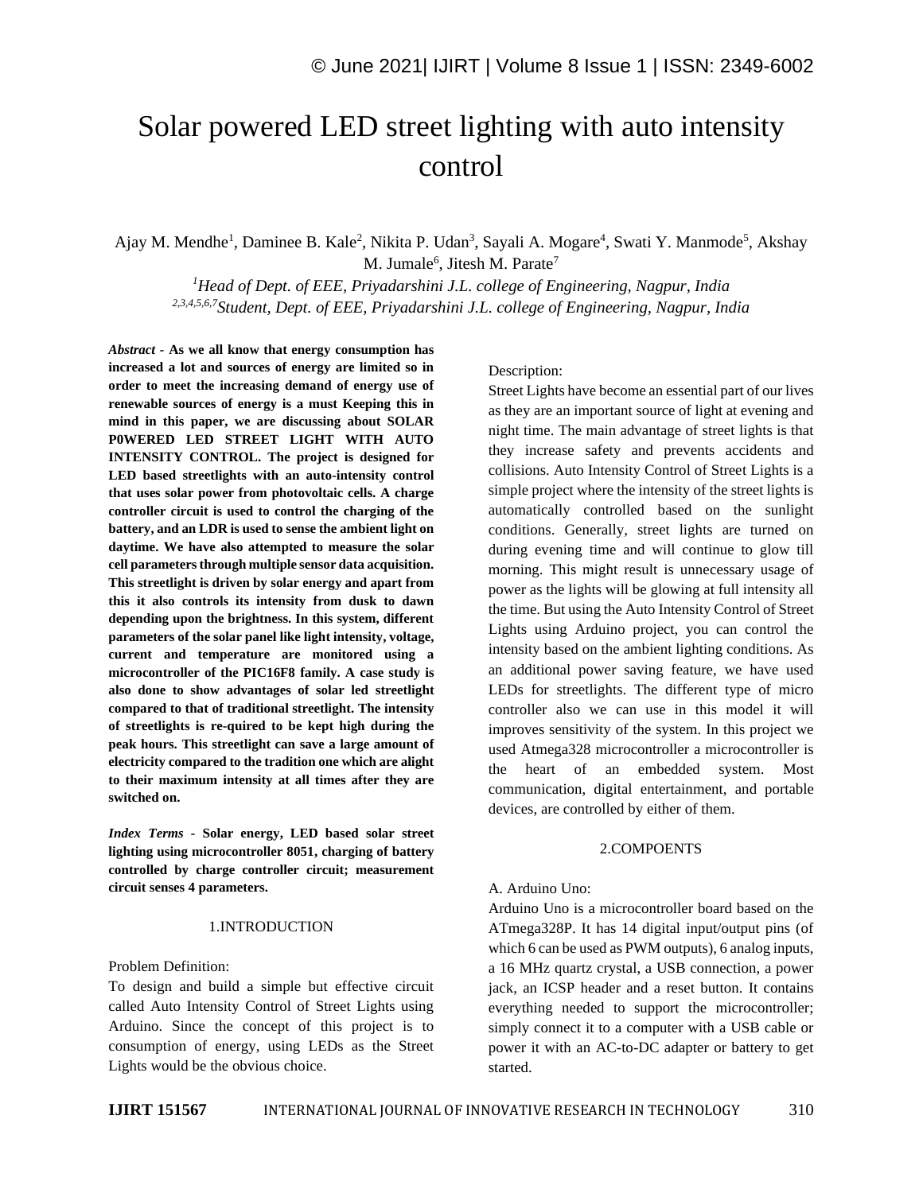# Solar powered LED street lighting with auto intensity control

Ajay M. Mendhe[1], Daminee B. Kale[2], Nikita P. Udan[3], Sayali A. Mogare[4], Swati Y. Manmode[5], Akshay M. Jumale[6], Jitesh M. Parate[7]

*[1]Head of Dept. of EEE, Priyadarshini J.L. college of Engineering, Nagpur, India*
*[2,3,4,5,6,7]Student, Dept. of EEE, Priyadarshini J.L. college of Engineering, Nagpur, India*

***Abstract* - As we all know that energy consumption has increased a lot and sources of energy are limited so in order to meet the increasing demand of energy use of renewable sources of energy is a must Keeping this in mind in this paper, we are discussing about SOLAR P0WERED LED STREET LIGHT WITH AUTO INTENSITY CONTROL. The project is designed for LED based streetlights with an auto-intensity control that uses solar power from photovoltaic cells. A charge controller circuit is used to control the charging of the battery, and an LDR is used to sense the ambient light on daytime. We have also attempted to measure the solar cell parameters through multiple sensor data acquisition. This streetlight is driven by solar energy and apart from this it also controls its intensity from dusk to dawn depending upon the brightness. In this system, different parameters of the solar panel like light intensity, voltage, current and temperature are monitored using a microcontroller of the PIC16F8 family. A case study is also done to show advantages of solar led streetlight compared to that of traditional streetlight. The intensity of streetlights is re-quired to be kept high during the peak hours. This streetlight can save a large amount of electricity compared to the tradition one which are alight to their maximum intensity at all times after they are switched on.**

***Index Terms* - Solar energy, LED based solar street lighting using microcontroller 8051, charging of battery controlled by charge controller circuit; measurement circuit senses 4 parameters.**

## 1.INTRODUCTION

Problem Definition:

To design and build a simple but effective circuit called Auto Intensity Control of Street Lights using Arduino. Since the concept of this project is to consumption of energy, using LEDs as the Street Lights would be the obvious choice.

Description:

Street Lights have become an essential part of our lives as they are an important source of light at evening and night time. The main advantage of street lights is that they increase safety and prevents accidents and collisions. Auto Intensity Control of Street Lights is a simple project where the intensity of the street lights is automatically controlled based on the sunlight conditions. Generally, street lights are turned on during evening time and will continue to glow till morning. This might result is unnecessary usage of power as the lights will be glowing at full intensity all the time. But using the Auto Intensity Control of Street Lights using Arduino project, you can control the intensity based on the ambient lighting conditions. As an additional power saving feature, we have used LEDs for streetlights. The different type of micro controller also we can use in this model it will improves sensitivity of the system. In this project we used Atmega328 microcontroller a microcontroller is the heart of an embedded system. Most communication, digital entertainment, and portable devices, are controlled by either of them.

## 2.COMPOENTS

A. Arduino Uno:

Arduino Uno is a microcontroller board based on the ATmega328P. It has 14 digital input/output pins (of which 6 can be used as PWM outputs), 6 analog inputs, a 16 MHz quartz crystal, a USB connection, a power jack, an ICSP header and a reset button. It contains everything needed to support the microcontroller; simply connect it to a computer with a USB cable or power it with an AC-to-DC adapter or battery to get started.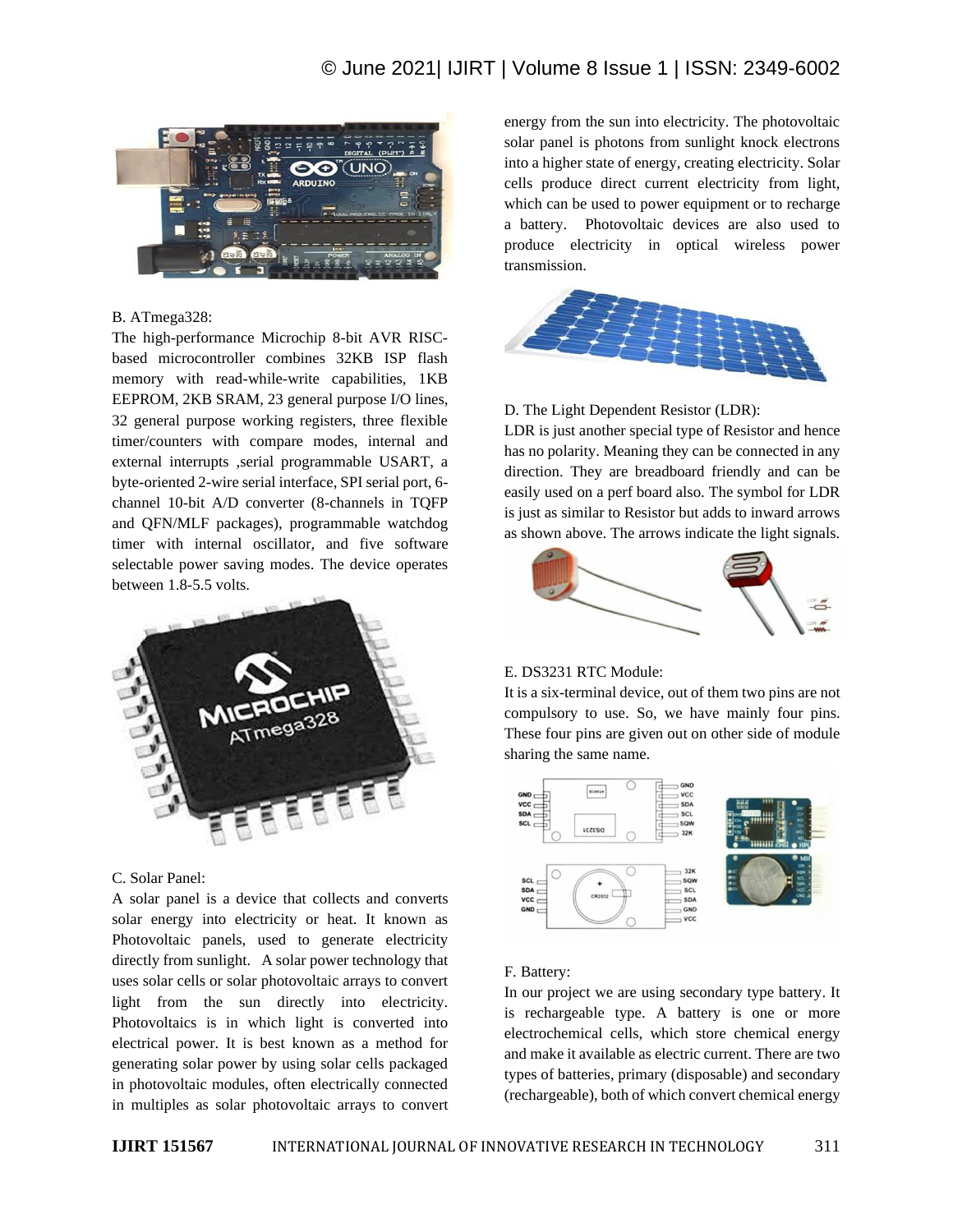B. ATmega328:

The high-performance Microchip 8-bit AVR RISC-based microcontroller combines 32KB ISP flash memory with read-while-write capabilities, 1KB EEPROM, 2KB SRAM, 23 general purpose I/O lines, 32 general purpose working registers, three flexible timer/counters with compare modes, internal and external interrupts ,serial programmable USART, a byte-oriented 2-wire serial interface, SPI serial port, 6-channel 10-bit A/D converter (8-channels in TQFP and QFN/MLF packages), programmable watchdog timer with internal oscillator, and five software selectable power saving modes. The device operates between 1.8-5.5 volts.

C. Solar Panel:

A solar panel is a device that collects and converts solar energy into electricity or heat. It known as Photovoltaic panels, used to generate electricity directly from sunlight. A solar power technology that uses solar cells or solar photovoltaic arrays to convert light from the sun directly into electricity. Photovoltaics is in which light is converted into electrical power. It is best known as a method for generating solar power by using solar cells packaged in photovoltaic modules, often electrically connected in multiples as solar photovoltaic arrays to convert energy from the sun into electricity. The photovoltaic solar panel is photons from sunlight knock electrons into a higher state of energy, creating electricity. Solar cells produce direct current electricity from light, which can be used to power equipment or to recharge a battery. Photovoltaic devices are also used to produce electricity in optical wireless power transmission.

D. The Light Dependent Resistor (LDR):

LDR is just another special type of Resistor and hence has no polarity. Meaning they can be connected in any direction. They are breadboard friendly and can be easily used on a perf board also. The symbol for LDR is just as similar to Resistor but adds to inward arrows as shown above. The arrows indicate the light signals.

E. DS3231 RTC Module:

It is a six-terminal device, out of them two pins are not compulsory to use. So, we have mainly four pins. These four pins are given out on other side of module sharing the same name.

F. Battery:

In our project we are using secondary type battery. It is rechargeable type. A battery is one or more electrochemical cells, which store chemical energy and make it available as electric current. There are two types of batteries, primary (disposable) and secondary (rechargeable), both of which convert chemical energy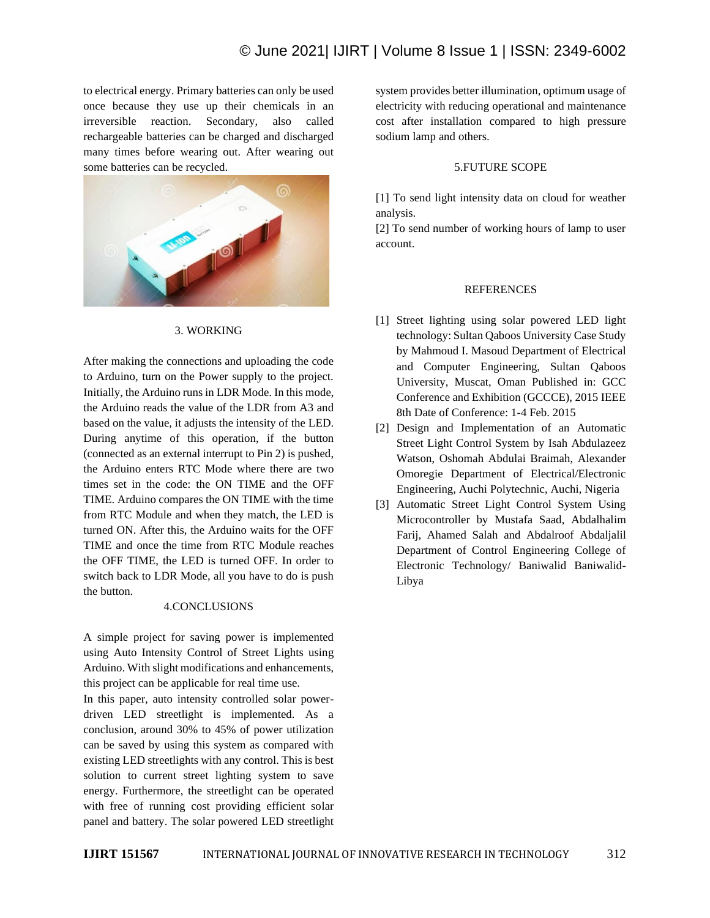to electrical energy. Primary batteries can only be used once because they use up their chemicals in an irreversible reaction. Secondary, also called rechargeable batteries can be charged and discharged many times before wearing out. After wearing out some batteries can be recycled.

## 3. WORKING

After making the connections and uploading the code to Arduino, turn on the Power supply to the project. Initially, the Arduino runs in LDR Mode. In this mode, the Arduino reads the value of the LDR from A3 and based on the value, it adjusts the intensity of the LED. During anytime of this operation, if the button (connected as an external interrupt to Pin 2) is pushed, the Arduino enters RTC Mode where there are two times set in the code: the ON TIME and the OFF TIME. Arduino compares the ON TIME with the time from RTC Module and when they match, the LED is turned ON. After this, the Arduino waits for the OFF TIME and once the time from RTC Module reaches the OFF TIME, the LED is turned OFF. In order to switch back to LDR Mode, all you have to do is push the button.

## 4.CONCLUSIONS

A simple project for saving power is implemented using Auto Intensity Control of Street Lights using Arduino. With slight modifications and enhancements, this project can be applicable for real time use.

In this paper, auto intensity controlled solar power-driven LED streetlight is implemented. As a conclusion, around 30% to 45% of power utilization can be saved by using this system as compared with existing LED streetlights with any control. This is best solution to current street lighting system to save energy. Furthermore, the streetlight can be operated with free of running cost providing efficient solar panel and battery. The solar powered LED streetlight system provides better illumination, optimum usage of electricity with reducing operational and maintenance cost after installation compared to high pressure sodium lamp and others.

## 5.FUTURE SCOPE

[1] To send light intensity data on cloud for weather analysis.

[2] To send number of working hours of lamp to user account.

## REFERENCES

[1] Street lighting using solar powered LED light technology: Sultan Qaboos University Case Study by Mahmoud I. Masoud Department of Electrical and Computer Engineering, Sultan Qaboos University, Muscat, Oman Published in: GCC Conference and Exhibition (GCCCE), 2015 IEEE 8th Date of Conference: 1-4 Feb. 2015

[2] Design and Implementation of an Automatic Street Light Control System by Isah Abdulazeez Watson, Oshomah Abdulai Braimah, Alexander Omoregie Department of Electrical/Electronic Engineering, Auchi Polytechnic, Auchi, Nigeria

[3] Automatic Street Light Control System Using Microcontroller by Mustafa Saad, Abdalhalim Farij, Ahamed Salah and Abdalroof Abdaljalil Department of Control Engineering College of Electronic Technology/ Baniwalid Baniwalid-Libya